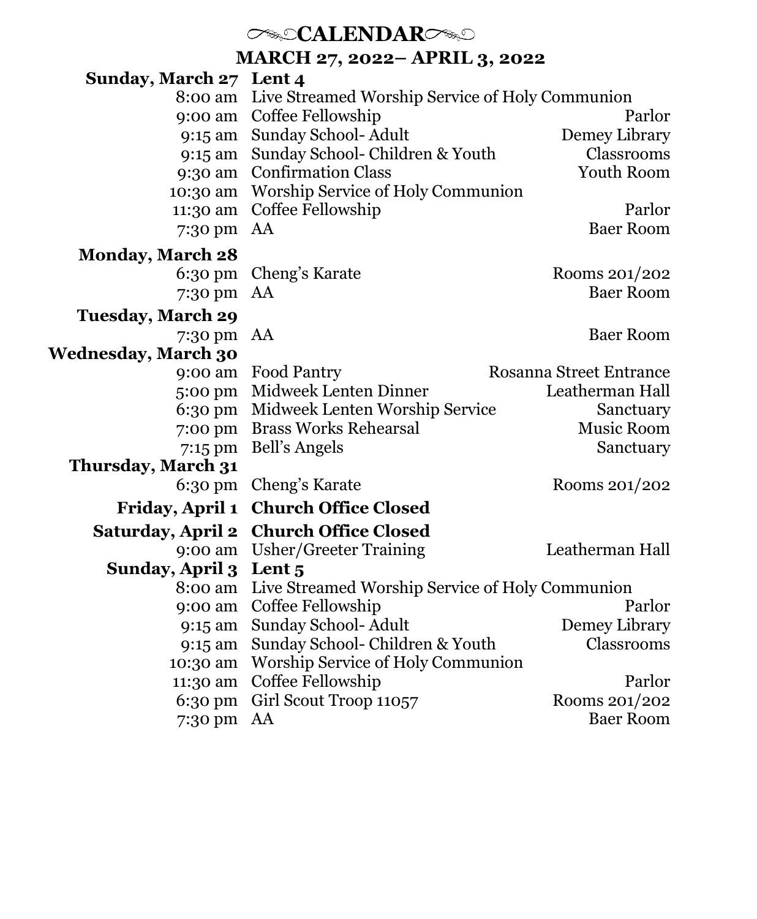# CALENDAR

## MARCH 27, 2022– APRIL 3, 2022

| | | |
|---|---|---|
| **Sunday, March 27** | **Lent 4** | |
| 8:00 am | Live Streamed Worship Service of Holy Communion | |
| 9:00 am | Coffee Fellowship | Parlor |
| 9:15 am | Sunday School- Adult | Demey Library |
| 9:15 am | Sunday School- Children & Youth | Classrooms |
| 9:30 am | Confirmation Class | Youth Room |
| 10:30 am | Worship Service of Holy Communion | |
| 11:30 am | Coffee Fellowship | Parlor |
| 7:30 pm | AA | Baer Room |
| **Monday, March 28** | | |
| 6:30 pm | Cheng's Karate | Rooms 201/202 |
| 7:30 pm | AA | Baer Room |
| **Tuesday, March 29** | | |
| 7:30 pm | AA | Baer Room |
| **Wednesday, March 30** | | |
| 9:00 am | Food Pantry | Rosanna Street Entrance |
| 5:00 pm | Midweek Lenten Dinner | Leatherman Hall |
| 6:30 pm | Midweek Lenten Worship Service | Sanctuary |
| 7:00 pm | Brass Works Rehearsal | Music Room |
| 7:15 pm | Bell's Angels | Sanctuary |
| **Thursday, March 31** | | |
| 6:30 pm | Cheng's Karate | Rooms 201/202 |
| **Friday, April 1** | **Church Office Closed** | |
| **Saturday, April 2** | **Church Office Closed** | |
| 9:00 am | Usher/Greeter Training | Leatherman Hall |
| **Sunday, April 3** | **Lent 5** | |
| 8:00 am | Live Streamed Worship Service of Holy Communion | |
| 9:00 am | Coffee Fellowship | Parlor |
| 9:15 am | Sunday School- Adult | Demey Library |
| 9:15 am | Sunday School- Children & Youth | Classrooms |
| 10:30 am | Worship Service of Holy Communion | |
| 11:30 am | Coffee Fellowship | Parlor |
| 6:30 pm | Girl Scout Troop 11057 | Rooms 201/202 |
| 7:30 pm | AA | Baer Room |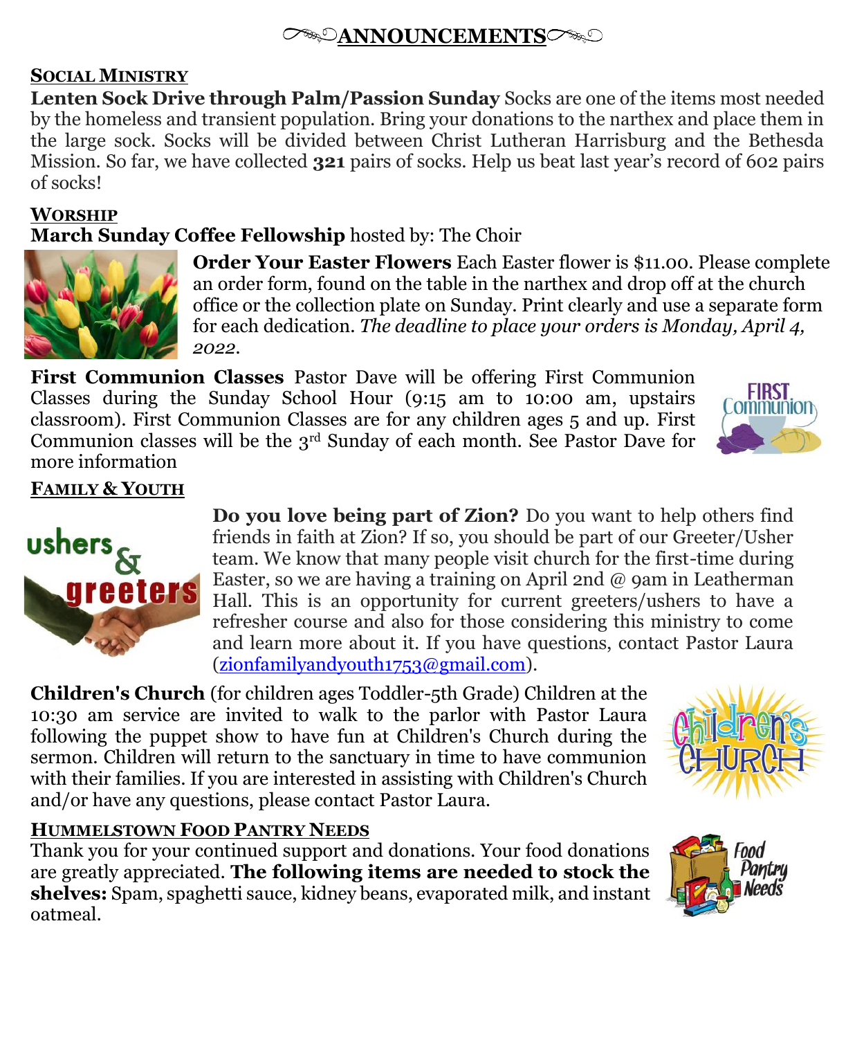# ANNOUNCEMENTS

## SOCIAL MINISTRY

**Lenten Sock Drive through Palm/Passion Sunday** Socks are one of the items most needed by the homeless and transient population. Bring your donations to the narthex and place them in the large sock. Socks will be divided between Christ Lutheran Harrisburg and the Bethesda Mission. So far, we have collected **321** pairs of socks. Help us beat last year's record of 602 pairs of socks!

## WORSHIP

**March Sunday Coffee Fellowship** hosted by: The Choir

**Order Your Easter Flowers** Each Easter flower is $11.00. Please complete an order form, found on the table in the narthex and drop off at the church office or the collection plate on Sunday. Print clearly and use a separate form for each dedication. *The deadline to place your orders is Monday, April 4, 2022.*

**First Communion Classes** Pastor Dave will be offering First Communion Classes during the Sunday School Hour (9:15 am to 10:00 am, upstairs classroom). First Communion Classes are for any children ages 5 and up. First Communion classes will be the 3rd Sunday of each month. See Pastor Dave for more information

## FAMILY & YOUTH

**Do you love being part of Zion?** Do you want to help others find friends in faith at Zion? If so, you should be part of our Greeter/Usher team. We know that many people visit church for the first-time during Easter, so we are having a training on April 2nd @ 9am in Leatherman Hall. This is an opportunity for current greeters/ushers to have a refresher course and also for those considering this ministry to come and learn more about it. If you have questions, contact Pastor Laura (zionfamilyandyouth1753@gmail.com).

**Children's Church** (for children ages Toddler-5th Grade) Children at the 10:30 am service are invited to walk to the parlor with Pastor Laura following the puppet show to have fun at Children's Church during the sermon. Children will return to the sanctuary in time to have communion with their families. If you are interested in assisting with Children's Church and/or have any questions, please contact Pastor Laura.

## HUMMELSTOWN FOOD PANTRY NEEDS

Thank you for your continued support and donations. Your food donations are greatly appreciated. **The following items are needed to stock the shelves:** Spam, spaghetti sauce, kidney beans, evaporated milk, and instant oatmeal.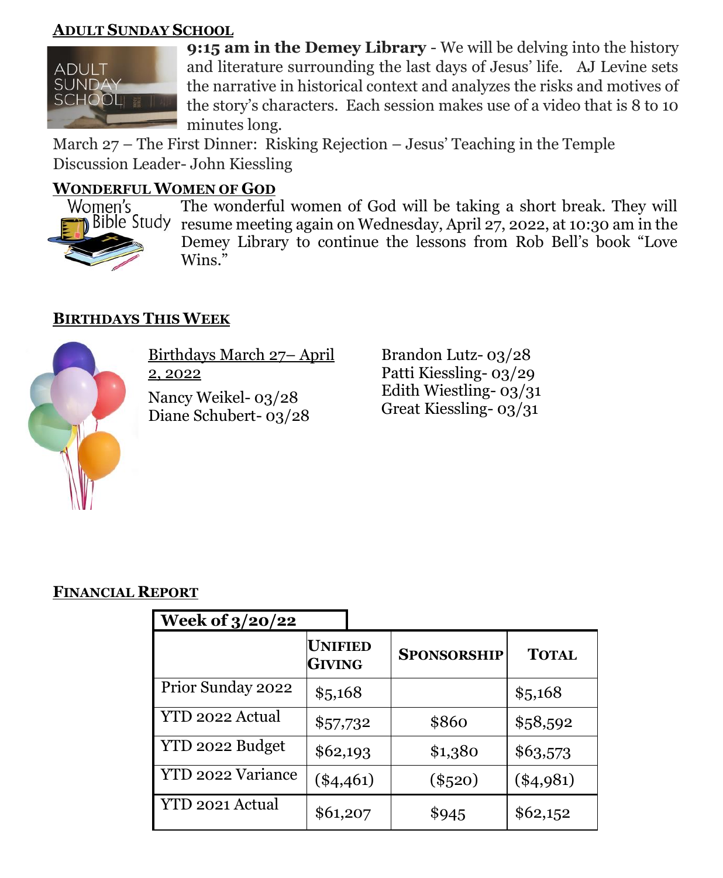## ADULT SUNDAY SCHOOL

**9:15 am in the Demey Library** - We will be delving into the history and literature surrounding the last days of Jesus' life. AJ Levine sets the narrative in historical context and analyzes the risks and motives of the story's characters. Each session makes use of a video that is 8 to 10 minutes long.

March 27 – The First Dinner: Risking Rejection – Jesus' Teaching in the Temple
Discussion Leader- John Kiessling

## WONDERFUL WOMEN OF GOD

The wonderful women of God will be taking a short break. They will resume meeting again on Wednesday, April 27, 2022, at 10:30 am in the Demey Library to continue the lessons from Rob Bell's book "Love Wins."

## BIRTHDAYS THIS WEEK

Birthdays March 27– April 2, 2022

Nancy Weikel- 03/28
Diane Schubert- 03/28
Brandon Lutz- 03/28
Patti Kiessling- 03/29
Edith Wiestling- 03/31
Great Kiessling- 03/31

## FINANCIAL REPORT

**Week of 3/20/22**

| | UNIFIED GIVING | SPONSORSHIP | TOTAL |
|---|---|---|---|
| Prior Sunday 2022 | $5,168 | | $5,168 |
| YTD 2022 Actual | $57,732 | $860 | $58,592 |
| YTD 2022 Budget | $62,193 | $1,380 | $63,573 |
| YTD 2022 Variance | ($4,461) | ($520) | ($4,981) |
| YTD 2021 Actual | $61,207 | $945 | $62,152 |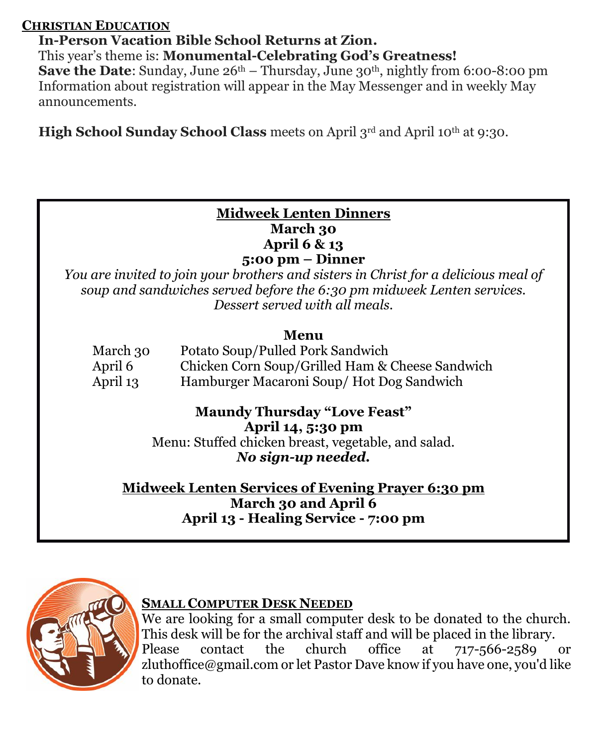## CHRISTIAN EDUCATION

**In-Person Vacation Bible School Returns at Zion.**
This year's theme is: **Monumental-Celebrating God's Greatness!**
**Save the Date**: Sunday, June 26th – Thursday, June 30th, nightly from 6:00-8:00 pm
Information about registration will appear in the May Messenger and in weekly May announcements.

**High School Sunday School Class** meets on April 3rd and April 10th at 9:30.

## Midweek Lenten Dinners

**March 30**
**April 6 & 13**
**5:00 pm – Dinner**

*You are invited to join your brothers and sisters in Christ for a delicious meal of soup and sandwiches served before the 6:30 pm midweek Lenten services. Dessert served with all meals.*

**Menu**

| | |
|---|---|
| March 30 | Potato Soup/Pulled Pork Sandwich |
| April 6 | Chicken Corn Soup/Grilled Ham & Cheese Sandwich |
| April 13 | Hamburger Macaroni Soup/ Hot Dog Sandwich |

**Maundy Thursday "Love Feast"**
**April 14, 5:30 pm**
Menu: Stuffed chicken breast, vegetable, and salad.
***No sign-up needed.***

**Midweek Lenten Services of Evening Prayer 6:30 pm**
**March 30 and April 6**
**April 13 - Healing Service - 7:00 pm**

## SMALL COMPUTER DESK NEEDED

We are looking for a small computer desk to be donated to the church. This desk will be for the archival staff and will be placed in the library. Please contact the church office at 717-566-2589 or zluthoffice@gmail.com or let Pastor Dave know if you have one, you'd like to donate.